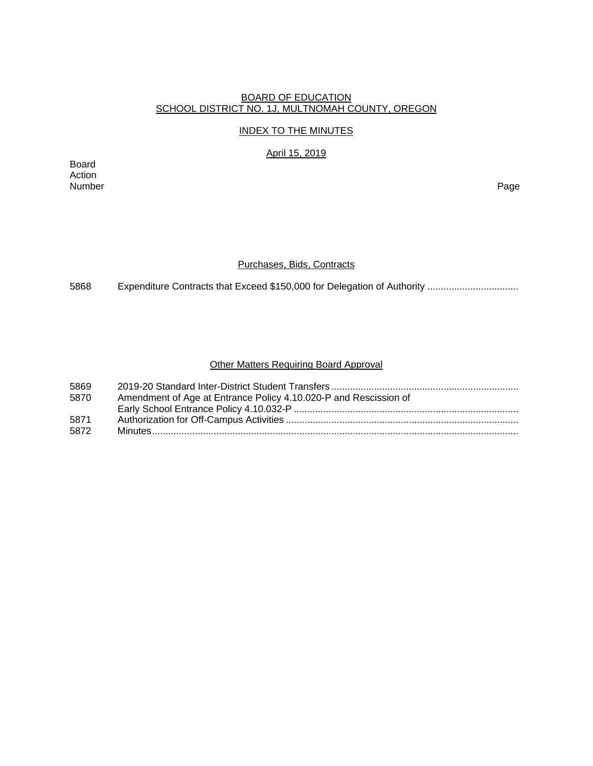BOARD OF EDUCATION
SCHOOL DISTRICT NO. 1J, MULTNOMAH COUNTY, OREGON

INDEX TO THE MINUTES

April 15, 2019

| Board Action Number | | Page |
|---|---|---|
| | **Purchases, Bids, Contracts** | |
| 5868 | Expenditure Contracts that Exceed $150,000 for Delegation of Authority | |
| | **Other Matters Requiring Board Approval** | |
| 5869 | 2019-20 Standard Inter-District Student Transfers | |
| 5870 | Amendment of Age at Entrance Policy 4.10.020-P and Rescission of Early School Entrance Policy 4.10.032-P | |
| 5871 | Authorization for Off-Campus Activities | |
| 5872 | Minutes | |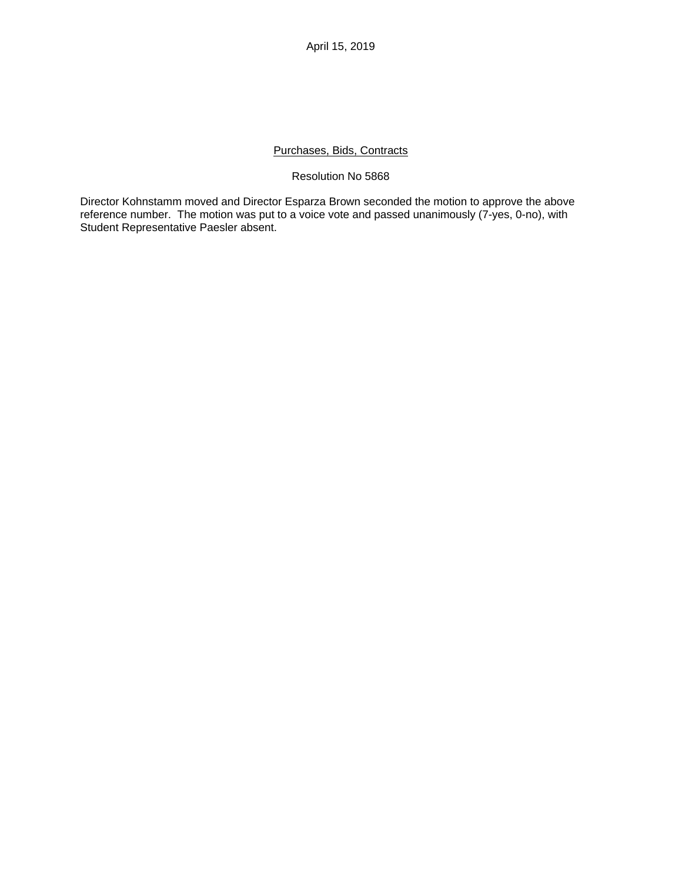April 15, 2019

Purchases, Bids, Contracts

Resolution No 5868

Director Kohnstamm moved and Director Esparza Brown seconded the motion to approve the above reference number. The motion was put to a voice vote and passed unanimously (7-yes, 0-no), with Student Representative Paesler absent.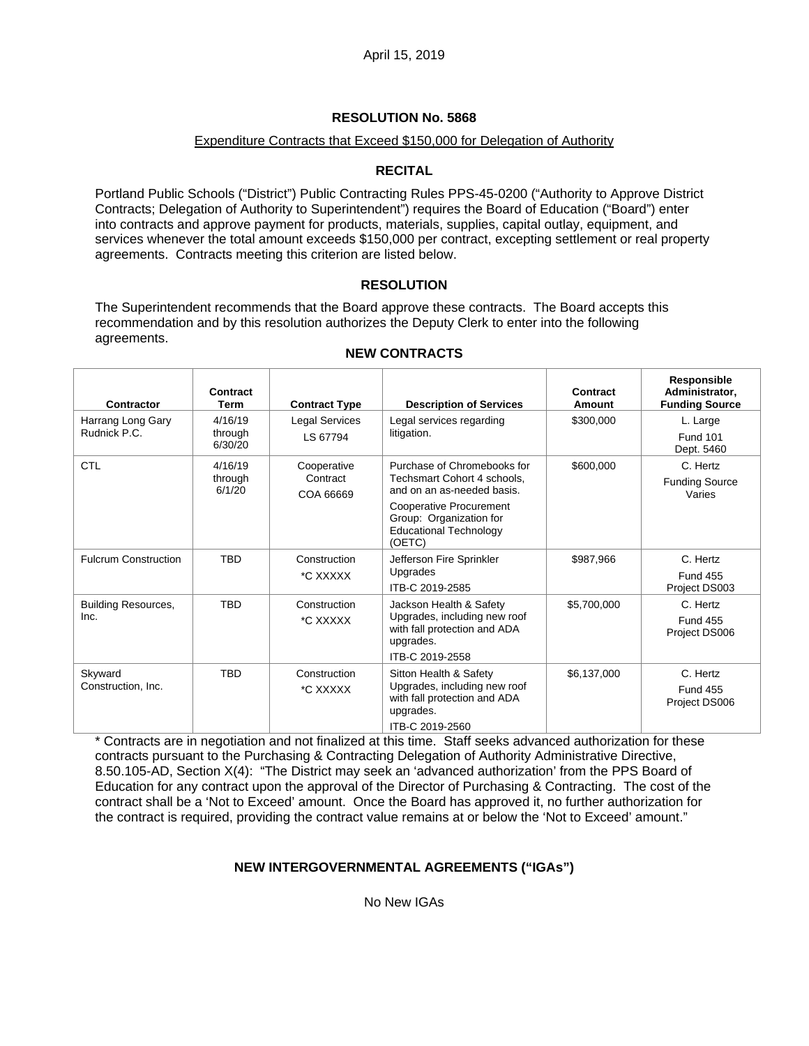April 15, 2019

## RESOLUTION No. 5868

Expenditure Contracts that Exceed $150,000 for Delegation of Authority

### RECITAL

Portland Public Schools ("District") Public Contracting Rules PPS-45-0200 ("Authority to Approve District Contracts; Delegation of Authority to Superintendent") requires the Board of Education ("Board") enter into contracts and approve payment for products, materials, supplies, capital outlay, equipment, and services whenever the total amount exceeds $150,000 per contract, excepting settlement or real property agreements. Contracts meeting this criterion are listed below.

### RESOLUTION

The Superintendent recommends that the Board approve these contracts. The Board accepts this recommendation and by this resolution authorizes the Deputy Clerk to enter into the following agreements.

### NEW CONTRACTS

| Contractor | Contract Term | Contract Type | Description of Services | Contract Amount | Responsible Administrator, Funding Source |
|---|---|---|---|---|---|
| Harrang Long Gary Rudnick P.C. | 4/16/19 through 6/30/20 | Legal Services<br>LS 67794 | Legal services regarding litigation. | $300,000 | L. Large<br>Fund 101<br>Dept. 5460 |
| CTL | 4/16/19 through 6/1/20 | Cooperative Contract<br>COA 66669 | Purchase of Chromebooks for Techsmart Cohort 4 schools, and on an as-needed basis.<br>Cooperative Procurement Group: Organization for Educational Technology (OETC) | $600,000 | C. Hertz<br>Funding Source Varies |
| Fulcrum Construction | TBD | Construction<br>*C XXXXX | Jefferson Fire Sprinkler Upgrades<br>ITB-C 2019-2585 | $987,966 | C. Hertz<br>Fund 455<br>Project DS003 |
| Building Resources, Inc. | TBD | Construction<br>*C XXXXX | Jackson Health & Safety Upgrades, including new roof with fall protection and ADA upgrades.<br>ITB-C 2019-2558 | $5,700,000 | C. Hertz<br>Fund 455<br>Project DS006 |
| Skyward Construction, Inc. | TBD | Construction<br>*C XXXXX | Sitton Health & Safety Upgrades, including new roof with fall protection and ADA upgrades.<br>ITB-C 2019-2560 | $6,137,000 | C. Hertz<br>Fund 455<br>Project DS006 |

* Contracts are in negotiation and not finalized at this time. Staff seeks advanced authorization for these contracts pursuant to the Purchasing & Contracting Delegation of Authority Administrative Directive, 8.50.105-AD, Section X(4): "The District may seek an 'advanced authorization' from the PPS Board of Education for any contract upon the approval of the Director of Purchasing & Contracting. The cost of the contract shall be a 'Not to Exceed' amount. Once the Board has approved it, no further authorization for the contract is required, providing the contract value remains at or below the 'Not to Exceed' amount."

### NEW INTERGOVERNMENTAL AGREEMENTS ("IGAs")

No New IGAs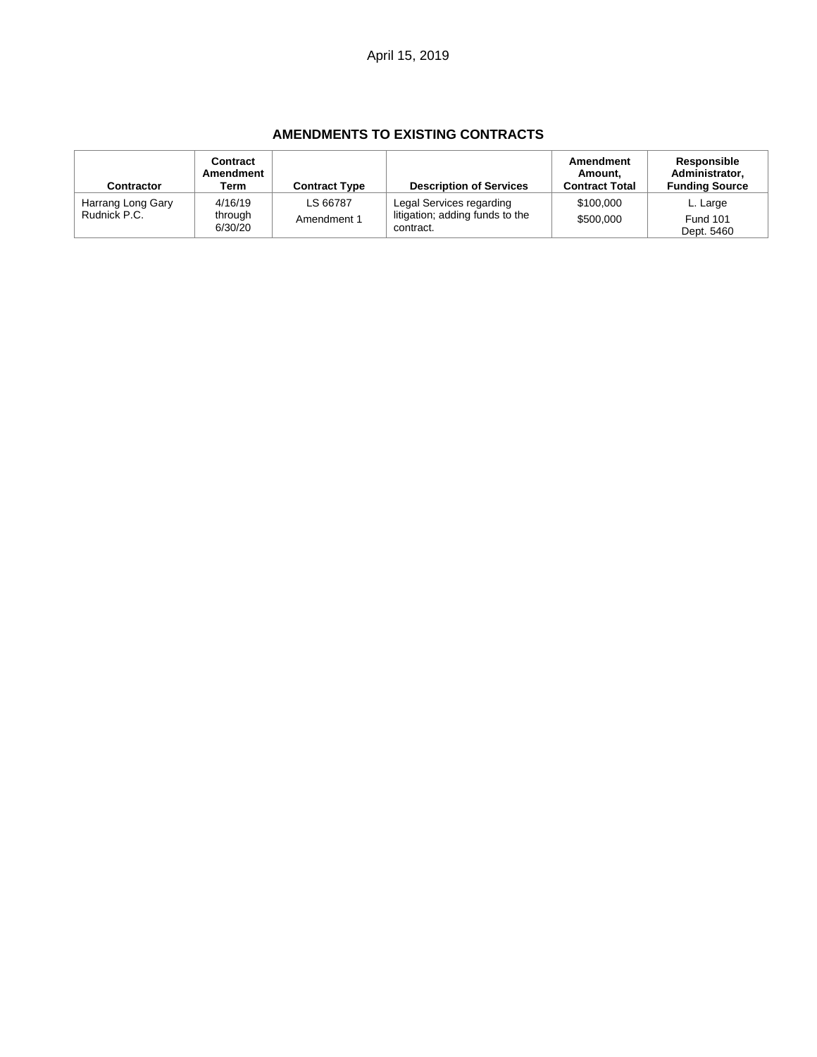April 15, 2019

## AMENDMENTS TO EXISTING CONTRACTS

| Contractor | Contract Amendment Term | Contract Type | Description of Services | Amendment Amount, Contract Total | Responsible Administrator, Funding Source |
|---|---|---|---|---|---|
| Harrang Long Gary Rudnick P.C. | 4/16/19 through 6/30/20 | LS 66787 Amendment 1 | Legal Services regarding litigation; adding funds to the contract. | $100,000 $500,000 | L. Large Fund 101 Dept. 5460 |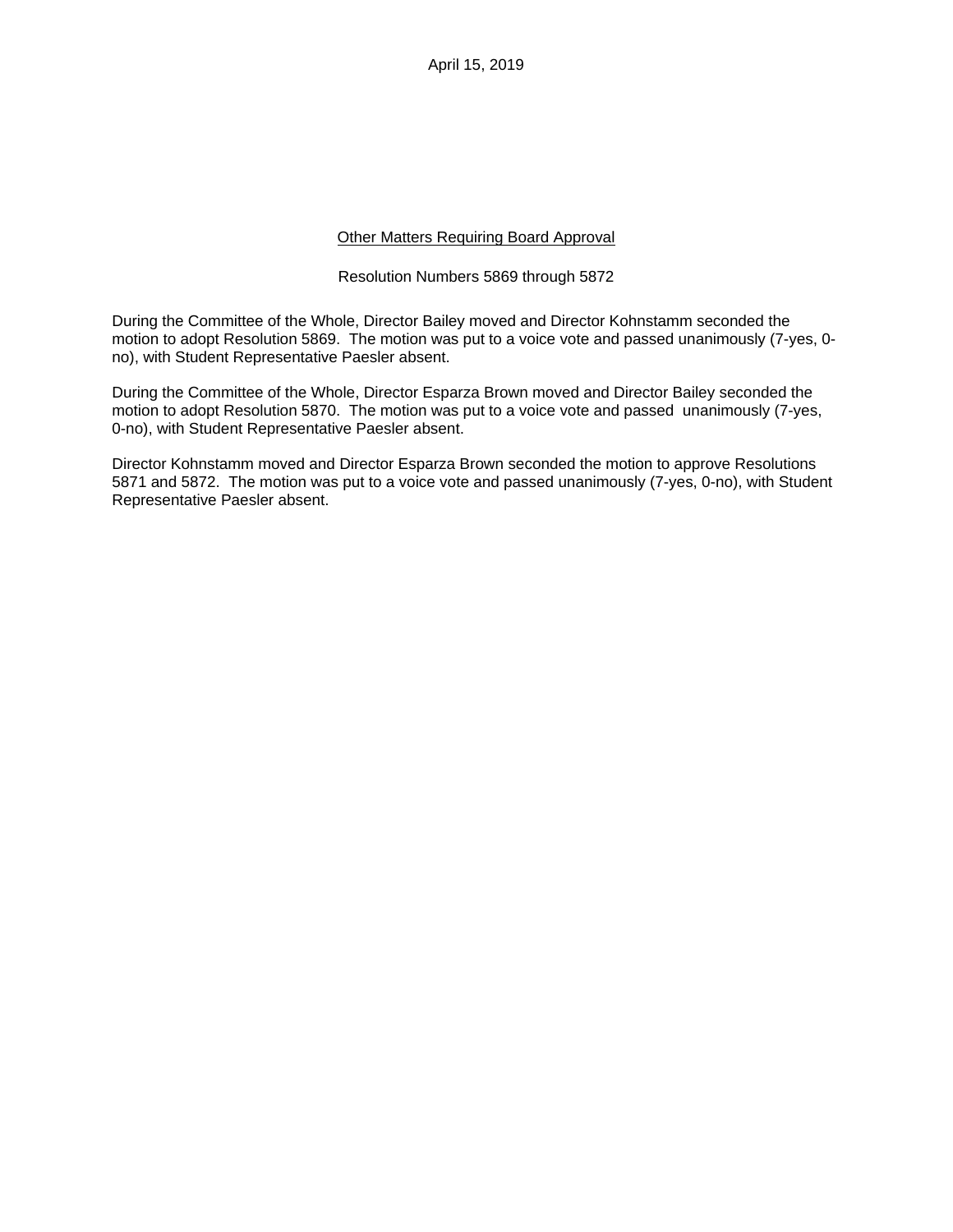April 15, 2019

<u>Other Matters Requiring Board Approval</u>

Resolution Numbers 5869 through 5872

During the Committee of the Whole, Director Bailey moved and Director Kohnstamm seconded the motion to adopt Resolution 5869. The motion was put to a voice vote and passed unanimously (7-yes, 0-no), with Student Representative Paesler absent.

During the Committee of the Whole, Director Esparza Brown moved and Director Bailey seconded the motion to adopt Resolution 5870. The motion was put to a voice vote and passed unanimously (7-yes, 0-no), with Student Representative Paesler absent.

Director Kohnstamm moved and Director Esparza Brown seconded the motion to approve Resolutions 5871 and 5872. The motion was put to a voice vote and passed unanimously (7-yes, 0-no), with Student Representative Paesler absent.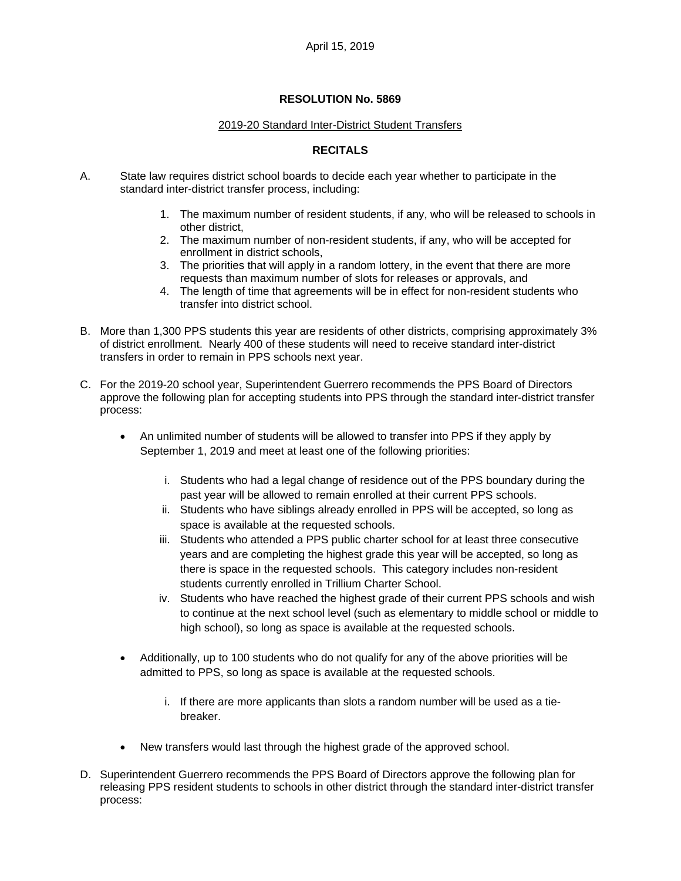April 15, 2019

**RESOLUTION No. 5869**

2019-20 Standard Inter-District Student Transfers

**RECITALS**

A. State law requires district school boards to decide each year whether to participate in the standard inter-district transfer process, including:

   1. The maximum number of resident students, if any, who will be released to schools in other district,
   2. The maximum number of non-resident students, if any, who will be accepted for enrollment in district schools,
   3. The priorities that will apply in a random lottery, in the event that there are more requests than maximum number of slots for releases or approvals, and
   4. The length of time that agreements will be in effect for non-resident students who transfer into district school.

B. More than 1,300 PPS students this year are residents of other districts, comprising approximately 3% of district enrollment. Nearly 400 of these students will need to receive standard inter-district transfers in order to remain in PPS schools next year.

C. For the 2019-20 school year, Superintendent Guerrero recommends the PPS Board of Directors approve the following plan for accepting students into PPS through the standard inter-district transfer process:

   - An unlimited number of students will be allowed to transfer into PPS if they apply by September 1, 2019 and meet at least one of the following priorities:

      i. Students who had a legal change of residence out of the PPS boundary during the past year will be allowed to remain enrolled at their current PPS schools.
      ii. Students who have siblings already enrolled in PPS will be accepted, so long as space is available at the requested schools.
      iii. Students who attended a PPS public charter school for at least three consecutive years and are completing the highest grade this year will be accepted, so long as there is space in the requested schools. This category includes non-resident students currently enrolled in Trillium Charter School.
      iv. Students who have reached the highest grade of their current PPS schools and wish to continue at the next school level (such as elementary to middle school or middle to high school), so long as space is available at the requested schools.

   - Additionally, up to 100 students who do not qualify for any of the above priorities will be admitted to PPS, so long as space is available at the requested schools.

      i. If there are more applicants than slots a random number will be used as a tie-breaker.

   - New transfers would last through the highest grade of the approved school.

D. Superintendent Guerrero recommends the PPS Board of Directors approve the following plan for releasing PPS resident students to schools in other district through the standard inter-district transfer process: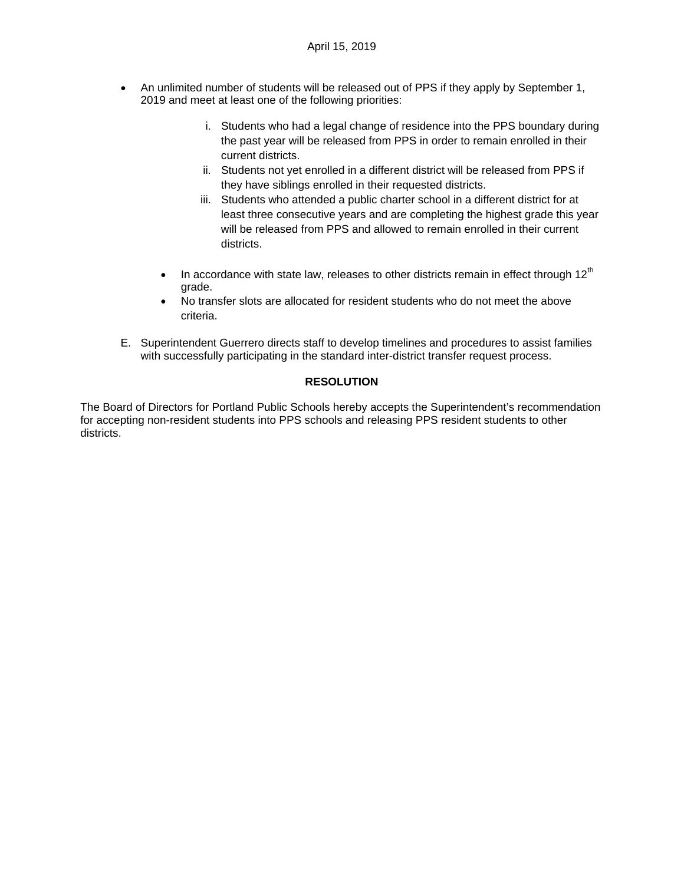- An unlimited number of students will be released out of PPS if they apply by September 1, 2019 and meet at least one of the following priorities:

  i. Students who had a legal change of residence into the PPS boundary during the past year will be released from PPS in order to remain enrolled in their current districts.
  
  ii. Students not yet enrolled in a different district will be released from PPS if they have siblings enrolled in their requested districts.
  
  iii. Students who attended a public charter school in a different district for at least three consecutive years and are completing the highest grade this year will be released from PPS and allowed to remain enrolled in their current districts.

  - In accordance with state law, releases to other districts remain in effect through 12th grade.
  - No transfer slots are allocated for resident students who do not meet the above criteria.

E. Superintendent Guerrero directs staff to develop timelines and procedures to assist families with successfully participating in the standard inter-district transfer request process.

**RESOLUTION**

The Board of Directors for Portland Public Schools hereby accepts the Superintendent's recommendation for accepting non-resident students into PPS schools and releasing PPS resident students to other districts.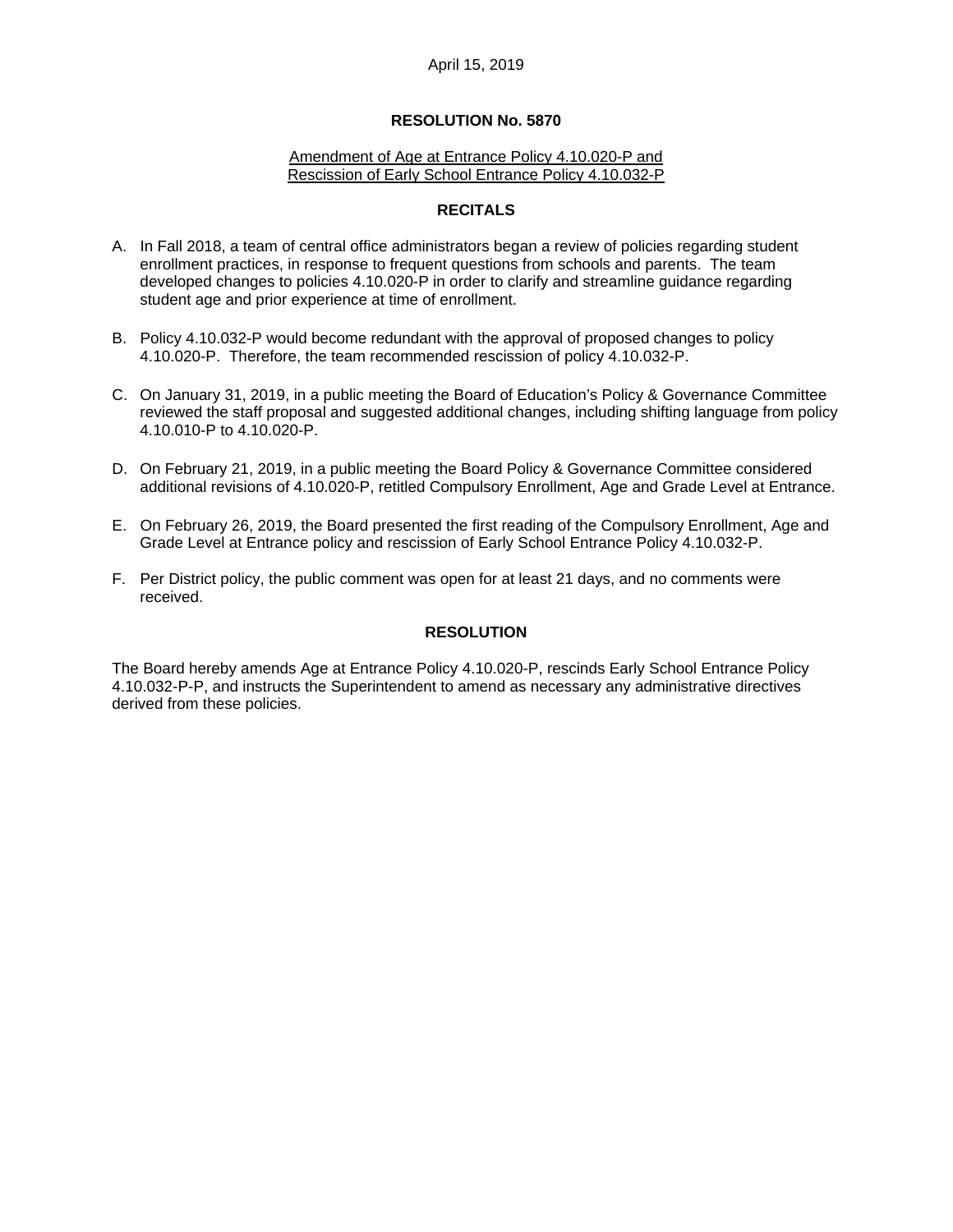April 15, 2019

**RESOLUTION No. 5870**

Amendment of Age at Entrance Policy 4.10.020-P and
Rescission of Early School Entrance Policy 4.10.032-P

**RECITALS**

A. In Fall 2018, a team of central office administrators began a review of policies regarding student enrollment practices, in response to frequent questions from schools and parents. The team developed changes to policies 4.10.020-P in order to clarify and streamline guidance regarding student age and prior experience at time of enrollment.

B. Policy 4.10.032-P would become redundant with the approval of proposed changes to policy 4.10.020-P. Therefore, the team recommended rescission of policy 4.10.032-P.

C. On January 31, 2019, in a public meeting the Board of Education's Policy & Governance Committee reviewed the staff proposal and suggested additional changes, including shifting language from policy 4.10.010-P to 4.10.020-P.

D. On February 21, 2019, in a public meeting the Board Policy & Governance Committee considered additional revisions of 4.10.020-P, retitled Compulsory Enrollment, Age and Grade Level at Entrance.

E. On February 26, 2019, the Board presented the first reading of the Compulsory Enrollment, Age and Grade Level at Entrance policy and rescission of Early School Entrance Policy 4.10.032-P.

F. Per District policy, the public comment was open for at least 21 days, and no comments were received.

**RESOLUTION**

The Board hereby amends Age at Entrance Policy 4.10.020-P, rescinds Early School Entrance Policy 4.10.032-P-P, and instructs the Superintendent to amend as necessary any administrative directives derived from these policies.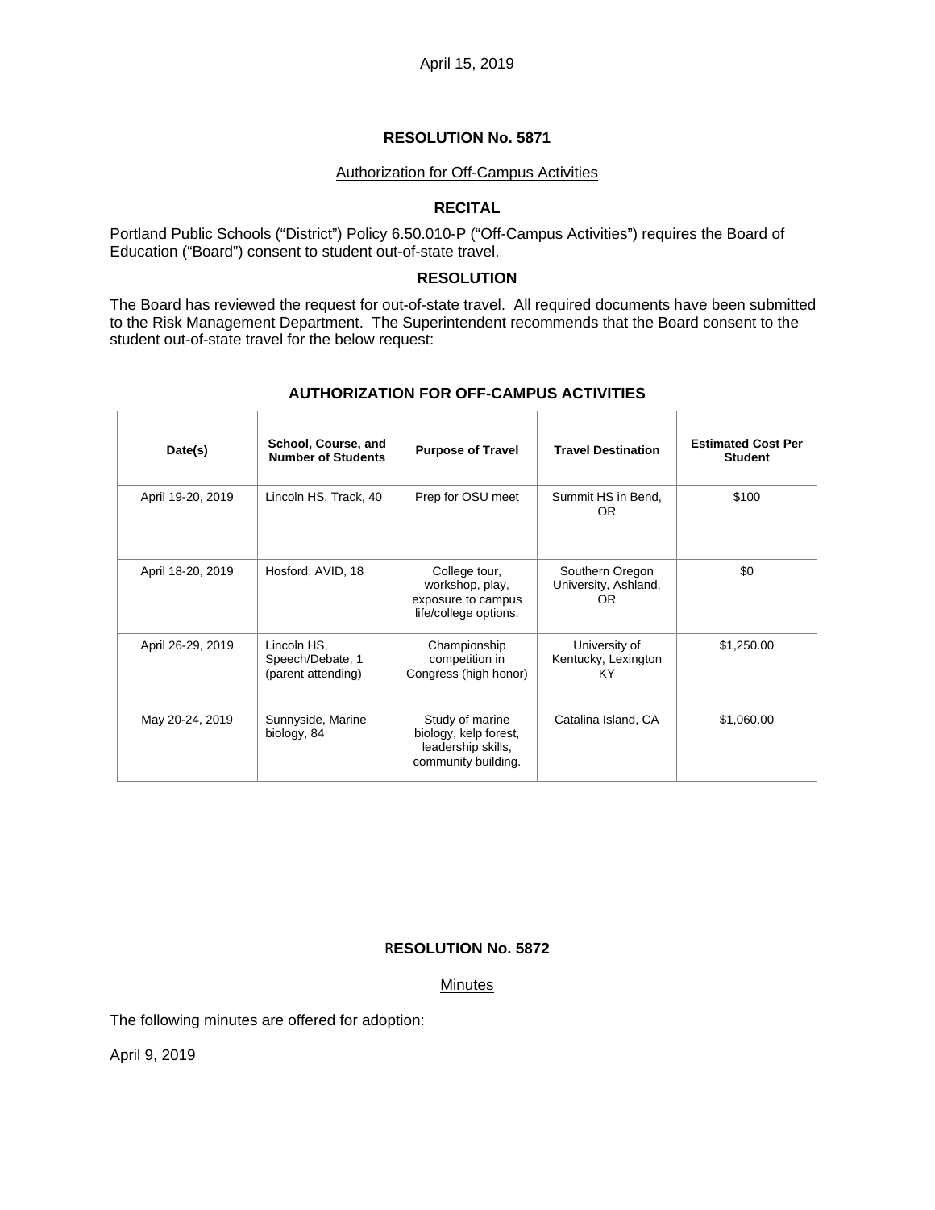April 15, 2019

## RESOLUTION No. 5871

Authorization for Off-Campus Activities

### RECITAL

Portland Public Schools ("District") Policy 6.50.010-P ("Off-Campus Activities") requires the Board of Education ("Board") consent to student out-of-state travel.

### RESOLUTION

The Board has reviewed the request for out-of-state travel. All required documents have been submitted to the Risk Management Department. The Superintendent recommends that the Board consent to the student out-of-state travel for the below request:

### AUTHORIZATION FOR OFF-CAMPUS ACTIVITIES

| Date(s) | School, Course, and Number of Students | Purpose of Travel | Travel Destination | Estimated Cost Per Student |
|---|---|---|---|---|
| April 19-20, 2019 | Lincoln HS, Track, 40 | Prep for OSU meet | Summit HS in Bend, OR | $100 |
| April 18-20, 2019 | Hosford, AVID, 18 | College tour, workshop, play, exposure to campus life/college options. | Southern Oregon University, Ashland, OR | $0 |
| April 26-29, 2019 | Lincoln HS, Speech/Debate, 1 (parent attending) | Championship competition in Congress (high honor) | University of Kentucky, Lexington KY | $1,250.00 |
| May 20-24, 2019 | Sunnyside, Marine biology, 84 | Study of marine biology, kelp forest, leadership skills, community building. | Catalina Island, CA | $1,060.00 |

## RESOLUTION No. 5872

Minutes

The following minutes are offered for adoption:

April 9, 2019